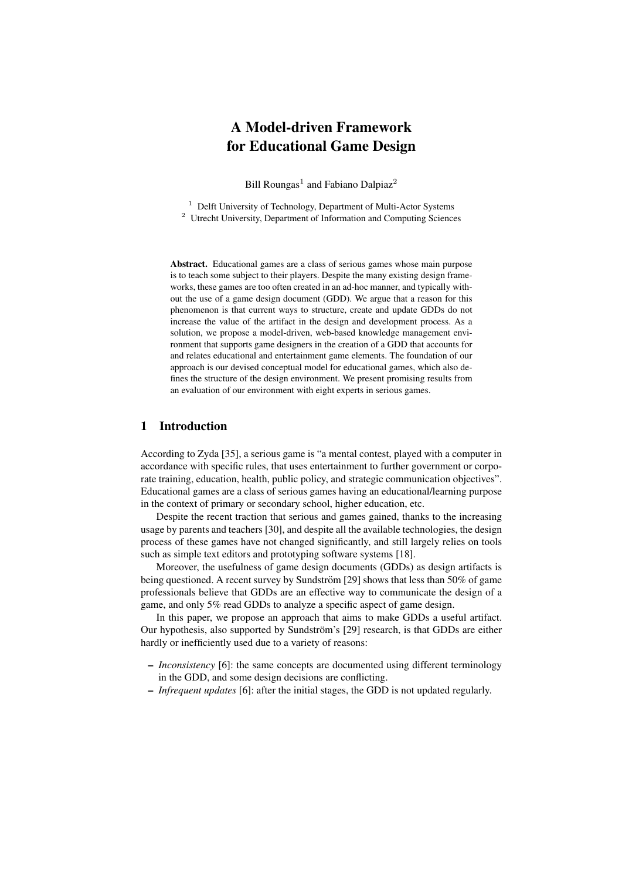# A Model-driven Framework for Educational Game Design

Bill Roungas[1] and Fabiano Dalpiaz[2]

[1] Delft University of Technology, Department of Multi-Actor Systems
[2] Utrecht University, Department of Information and Computing Sciences

**Abstract.** Educational games are a class of serious games whose main purpose is to teach some subject to their players. Despite the many existing design frameworks, these games are too often created in an ad-hoc manner, and typically without the use of a game design document (GDD). We argue that a reason for this phenomenon is that current ways to structure, create and update GDDs do not increase the value of the artifact in the design and development process. As a solution, we propose a model-driven, web-based knowledge management environment that supports game designers in the creation of a GDD that accounts for and relates educational and entertainment game elements. The foundation of our approach is our devised conceptual model for educational games, which also defines the structure of the design environment. We present promising results from an evaluation of our environment with eight experts in serious games.

## 1 Introduction

According to Zyda [35], a serious game is "a mental contest, played with a computer in accordance with specific rules, that uses entertainment to further government or corporate training, education, health, public policy, and strategic communication objectives". Educational games are a class of serious games having an educational/learning purpose in the context of primary or secondary school, higher education, etc.

Despite the recent traction that serious and games gained, thanks to the increasing usage by parents and teachers [30], and despite all the available technologies, the design process of these games have not changed significantly, and still largely relies on tools such as simple text editors and prototyping software systems [18].

Moreover, the usefulness of game design documents (GDDs) as design artifacts is being questioned. A recent survey by Sundström [29] shows that less than 50% of game professionals believe that GDDs are an effective way to communicate the design of a game, and only 5% read GDDs to analyze a specific aspect of game design.

In this paper, we propose an approach that aims to make GDDs a useful artifact. Our hypothesis, also supported by Sundström's [29] research, is that GDDs are either hardly or inefficiently used due to a variety of reasons:

- *Inconsistency* [6]: the same concepts are documented using different terminology in the GDD, and some design decisions are conflicting.
- *Infrequent updates* [6]: after the initial stages, the GDD is not updated regularly.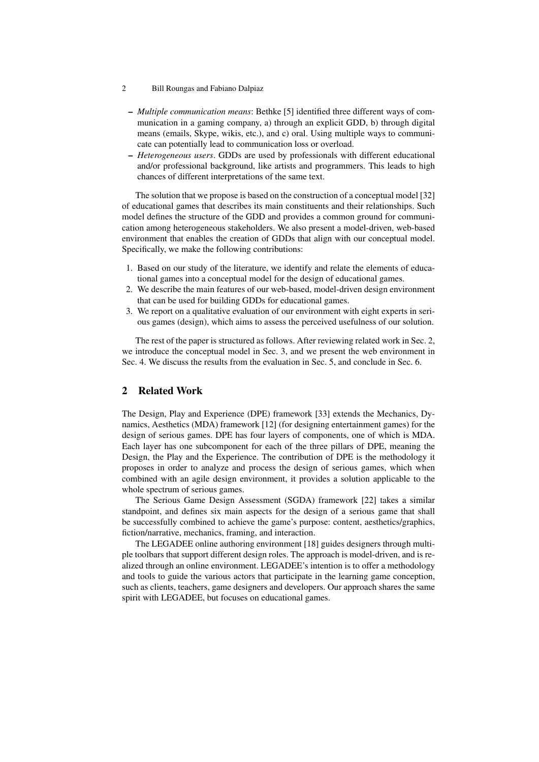- *Multiple communication means*: Bethke [5] identified three different ways of communication in a gaming company, a) through an explicit GDD, b) through digital means (emails, Skype, wikis, etc.), and c) oral. Using multiple ways to communicate can potentially lead to communication loss or overload.
- *Heterogeneous users*. GDDs are used by professionals with different educational and/or professional background, like artists and programmers. This leads to high chances of different interpretations of the same text.

The solution that we propose is based on the construction of a conceptual model [32] of educational games that describes its main constituents and their relationships. Such model defines the structure of the GDD and provides a common ground for communication among heterogeneous stakeholders. We also present a model-driven, web-based environment that enables the creation of GDDs that align with our conceptual model. Specifically, we make the following contributions:

1. Based on our study of the literature, we identify and relate the elements of educational games into a conceptual model for the design of educational games.
2. We describe the main features of our web-based, model-driven design environment that can be used for building GDDs for educational games.
3. We report on a qualitative evaluation of our environment with eight experts in serious games (design), which aims to assess the perceived usefulness of our solution.

The rest of the paper is structured as follows. After reviewing related work in Sec. 2, we introduce the conceptual model in Sec. 3, and we present the web environment in Sec. 4. We discuss the results from the evaluation in Sec. 5, and conclude in Sec. 6.

## 2 Related Work

The Design, Play and Experience (DPE) framework [33] extends the Mechanics, Dynamics, Aesthetics (MDA) framework [12] (for designing entertainment games) for the design of serious games. DPE has four layers of components, one of which is MDA. Each layer has one subcomponent for each of the three pillars of DPE, meaning the Design, the Play and the Experience. The contribution of DPE is the methodology it proposes in order to analyze and process the design of serious games, which when combined with an agile design environment, it provides a solution applicable to the whole spectrum of serious games.

The Serious Game Design Assessment (SGDA) framework [22] takes a similar standpoint, and defines six main aspects for the design of a serious game that shall be successfully combined to achieve the game's purpose: content, aesthetics/graphics, fiction/narrative, mechanics, framing, and interaction.

The LEGADEE online authoring environment [18] guides designers through multiple toolbars that support different design roles. The approach is model-driven, and is realized through an online environment. LEGADEE's intention is to offer a methodology and tools to guide the various actors that participate in the learning game conception, such as clients, teachers, game designers and developers. Our approach shares the same spirit with LEGADEE, but focuses on educational games.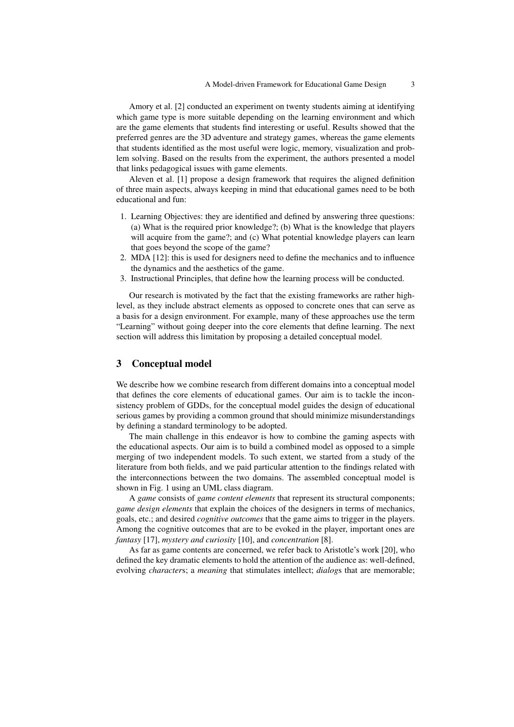Amory et al. [2] conducted an experiment on twenty students aiming at identifying which game type is more suitable depending on the learning environment and which are the game elements that students find interesting or useful. Results showed that the preferred genres are the 3D adventure and strategy games, whereas the game elements that students identified as the most useful were logic, memory, visualization and problem solving. Based on the results from the experiment, the authors presented a model that links pedagogical issues with game elements.

Aleven et al. [1] propose a design framework that requires the aligned definition of three main aspects, always keeping in mind that educational games need to be both educational and fun:

1. Learning Objectives: they are identified and defined by answering three questions: (a) What is the required prior knowledge?; (b) What is the knowledge that players will acquire from the game?; and (c) What potential knowledge players can learn that goes beyond the scope of the game?
2. MDA [12]: this is used for designers need to define the mechanics and to influence the dynamics and the aesthetics of the game.
3. Instructional Principles, that define how the learning process will be conducted.

Our research is motivated by the fact that the existing frameworks are rather high-level, as they include abstract elements as opposed to concrete ones that can serve as a basis for a design environment. For example, many of these approaches use the term "Learning" without going deeper into the core elements that define learning. The next section will address this limitation by proposing a detailed conceptual model.

## 3 Conceptual model

We describe how we combine research from different domains into a conceptual model that defines the core elements of educational games. Our aim is to tackle the inconsistency problem of GDDs, for the conceptual model guides the design of educational serious games by providing a common ground that should minimize misunderstandings by defining a standard terminology to be adopted.

The main challenge in this endeavor is how to combine the gaming aspects with the educational aspects. Our aim is to build a combined model as opposed to a simple merging of two independent models. To such extent, we started from a study of the literature from both fields, and we paid particular attention to the findings related with the interconnections between the two domains. The assembled conceptual model is shown in Fig. 1 using an UML class diagram.

A *game* consists of *game content elements* that represent its structural components; *game design elements* that explain the choices of the designers in terms of mechanics, goals, etc.; and desired *cognitive outcomes* that the game aims to trigger in the players. Among the cognitive outcomes that are to be evoked in the player, important ones are *fantasy* [17], *mystery and curiosity* [10], and *concentration* [8].

As far as game contents are concerned, we refer back to Aristotle's work [20], who defined the key dramatic elements to hold the attention of the audience as: well-defined, evolving *character*s; a *meaning* that stimulates intellect; *dialog*s that are memorable;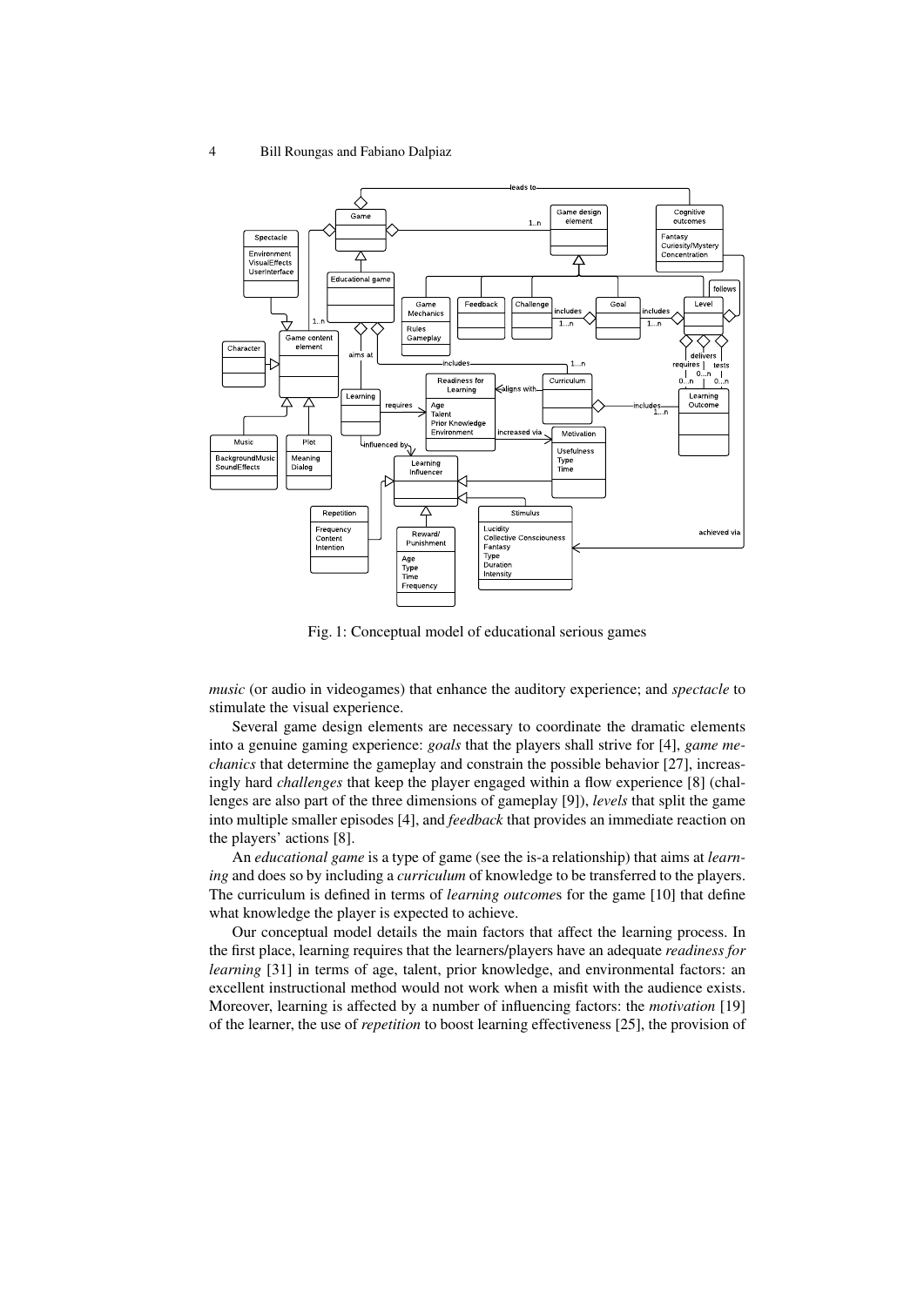Fig. 1: Conceptual model of educational serious games

*music* (or audio in videogames) that enhance the auditory experience; and *spectacle* to stimulate the visual experience.

Several game design elements are necessary to coordinate the dramatic elements into a genuine gaming experience: *goals* that the players shall strive for [4], *game mechanics* that determine the gameplay and constrain the possible behavior [27], increasingly hard *challenges* that keep the player engaged within a flow experience [8] (challenges are also part of the three dimensions of gameplay [9]), *levels* that split the game into multiple smaller episodes [4], and *feedback* that provides an immediate reaction on the players' actions [8].

An *educational game* is a type of game (see the is-a relationship) that aims at *learning* and does so by including a *curriculum* of knowledge to be transferred to the players. The curriculum is defined in terms of *learning outcome*s for the game [10] that define what knowledge the player is expected to achieve.

Our conceptual model details the main factors that affect the learning process. In the first place, learning requires that the learners/players have an adequate *readiness for learning* [31] in terms of age, talent, prior knowledge, and environmental factors: an excellent instructional method would not work when a misfit with the audience exists. Moreover, learning is affected by a number of influencing factors: the *motivation* [19] of the learner, the use of *repetition* to boost learning effectiveness [25], the provision of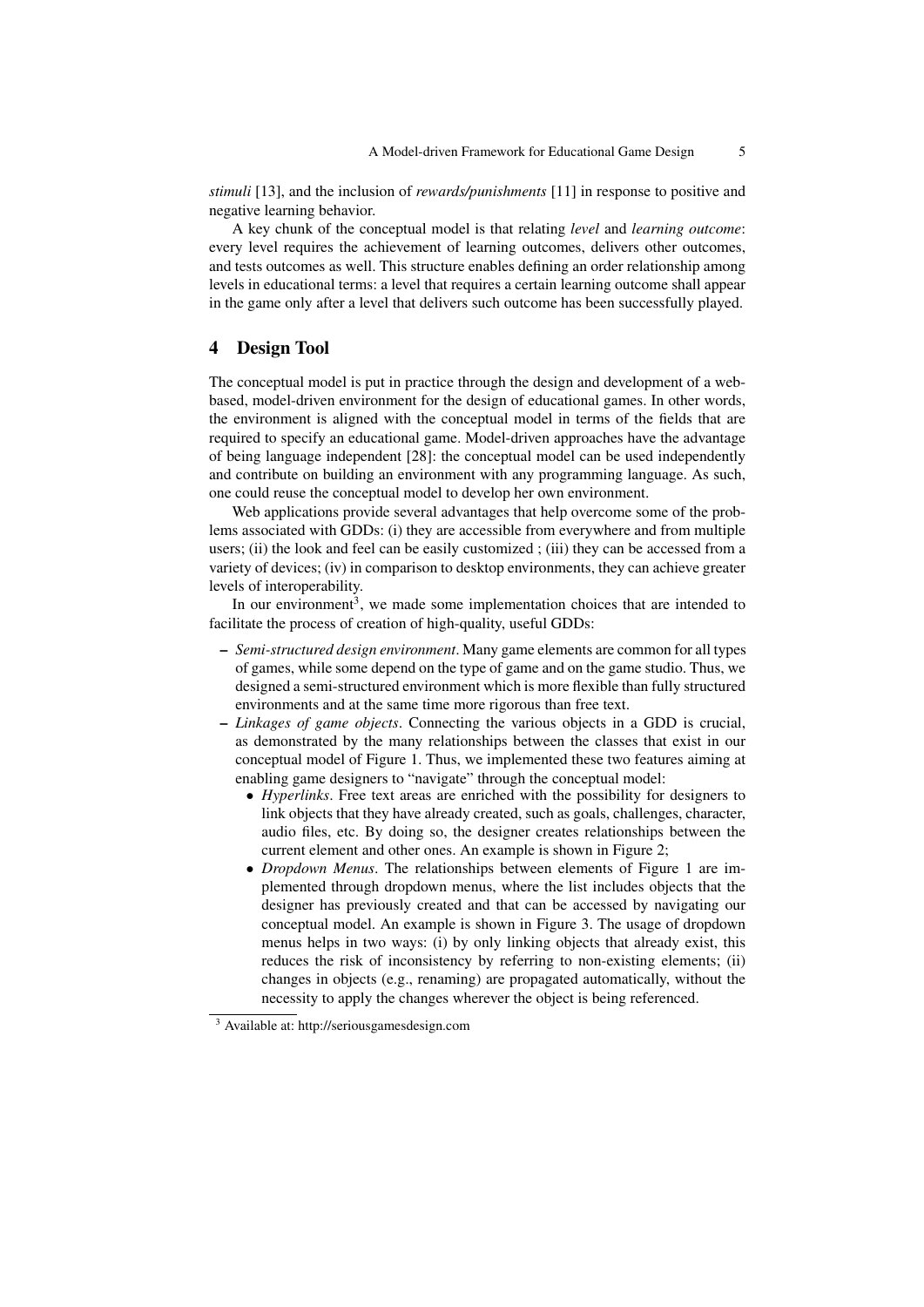*stimuli* [13], and the inclusion of *rewards/punishments* [11] in response to positive and negative learning behavior.

A key chunk of the conceptual model is that relating *level* and *learning outcome*: every level requires the achievement of learning outcomes, delivers other outcomes, and tests outcomes as well. This structure enables defining an order relationship among levels in educational terms: a level that requires a certain learning outcome shall appear in the game only after a level that delivers such outcome has been successfully played.

## 4 Design Tool

The conceptual model is put in practice through the design and development of a web-based, model-driven environment for the design of educational games. In other words, the environment is aligned with the conceptual model in terms of the fields that are required to specify an educational game. Model-driven approaches have the advantage of being language independent [28]: the conceptual model can be used independently and contribute on building an environment with any programming language. As such, one could reuse the conceptual model to develop her own environment.

Web applications provide several advantages that help overcome some of the problems associated with GDDs: (i) they are accessible from everywhere and from multiple users; (ii) the look and feel can be easily customized ; (iii) they can be accessed from a variety of devices; (iv) in comparison to desktop environments, they can achieve greater levels of interoperability.

In our environment[3], we made some implementation choices that are intended to facilitate the process of creation of high-quality, useful GDDs:

- *Semi-structured design environment*. Many game elements are common for all types of games, while some depend on the type of game and on the game studio. Thus, we designed a semi-structured environment which is more flexible than fully structured environments and at the same time more rigorous than free text.
- *Linkages of game objects*. Connecting the various objects in a GDD is crucial, as demonstrated by the many relationships between the classes that exist in our conceptual model of Figure 1. Thus, we implemented these two features aiming at enabling game designers to "navigate" through the conceptual model:
  - *Hyperlinks*. Free text areas are enriched with the possibility for designers to link objects that they have already created, such as goals, challenges, character, audio files, etc. By doing so, the designer creates relationships between the current element and other ones. An example is shown in Figure 2;
  - *Dropdown Menus*. The relationships between elements of Figure 1 are implemented through dropdown menus, where the list includes objects that the designer has previously created and that can be accessed by navigating our conceptual model. An example is shown in Figure 3. The usage of dropdown menus helps in two ways: (i) by only linking objects that already exist, this reduces the risk of inconsistency by referring to non-existing elements; (ii) changes in objects (e.g., renaming) are propagated automatically, without the necessity to apply the changes wherever the object is being referenced.

[3] Available at: http://seriousgamesdesign.com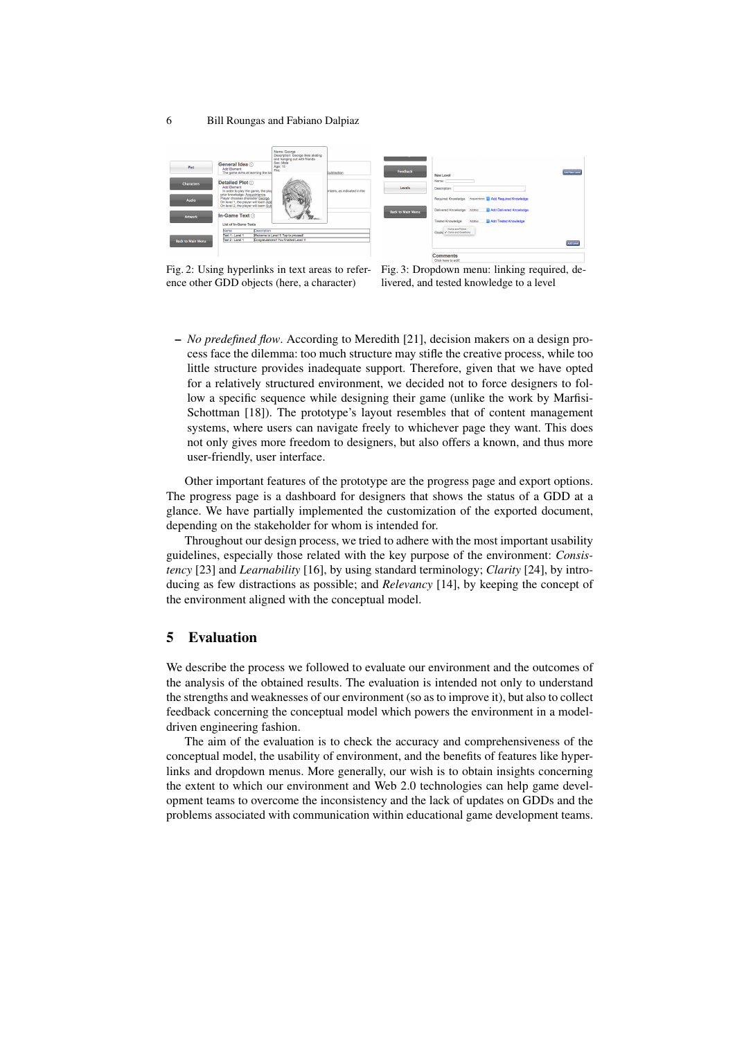Fig. 2: Using hyperlinks in text areas to reference other GDD objects (here, a character)

Fig. 3: Dropdown menu: linking required, delivered, and tested knowledge to a level

- *No predefined flow*. According to Meredith [21], decision makers on a design process face the dilemma: too much structure may stifle the creative process, while too little structure provides inadequate support. Therefore, given that we have opted for a relatively structured environment, we decided not to force designers to follow a specific sequence while designing their game (unlike the work by Marfisi-Schottman [18]). The prototype's layout resembles that of content management systems, where users can navigate freely to whichever page they want. This does not only gives more freedom to designers, but also offers a known, and thus more user-friendly, user interface.

Other important features of the prototype are the progress page and export options. The progress page is a dashboard for designers that shows the status of a GDD at a glance. We have partially implemented the customization of the exported document, depending on the stakeholder for whom is intended for.

Throughout our design process, we tried to adhere with the most important usability guidelines, especially those related with the key purpose of the environment: *Consistency* [23] and *Learnability* [16], by using standard terminology; *Clarity* [24], by introducing as few distractions as possible; and *Relevancy* [14], by keeping the concept of the environment aligned with the conceptual model.

## 5 Evaluation

We describe the process we followed to evaluate our environment and the outcomes of the analysis of the obtained results. The evaluation is intended not only to understand the strengths and weaknesses of our environment (so as to improve it), but also to collect feedback concerning the conceptual model which powers the environment in a model-driven engineering fashion.

The aim of the evaluation is to check the accuracy and comprehensiveness of the conceptual model, the usability of environment, and the benefits of features like hyperlinks and dropdown menus. More generally, our wish is to obtain insights concerning the extent to which our environment and Web 2.0 technologies can help game development teams to overcome the inconsistency and the lack of updates on GDDs and the problems associated with communication within educational game development teams.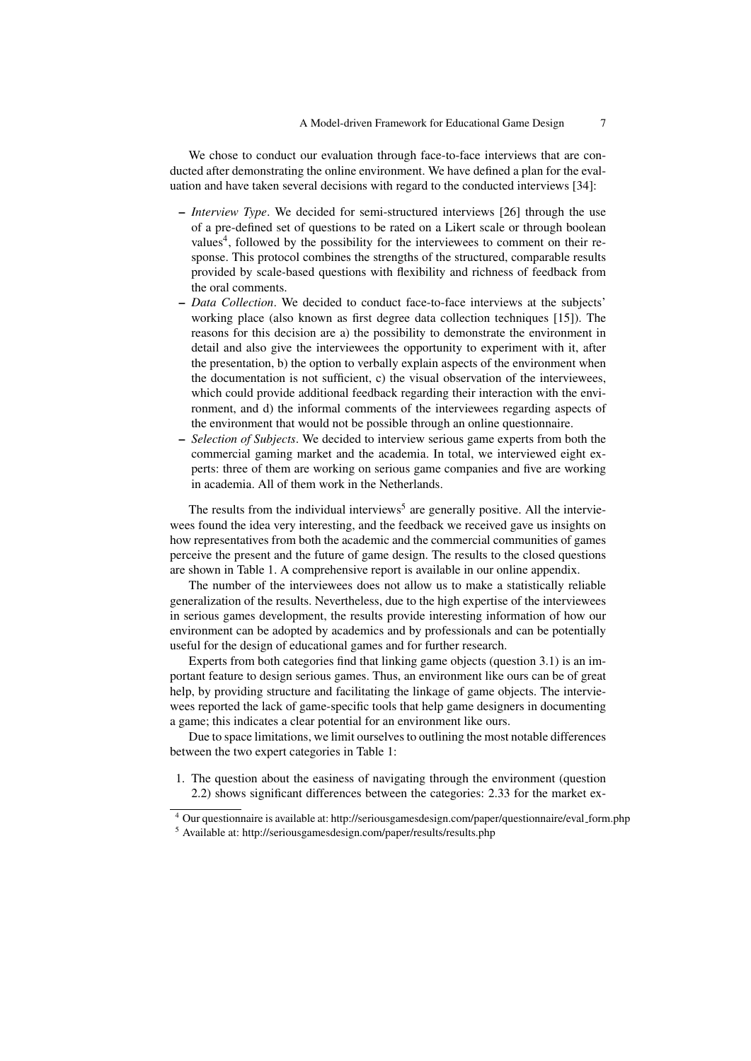We chose to conduct our evaluation through face-to-face interviews that are conducted after demonstrating the online environment. We have defined a plan for the evaluation and have taken several decisions with regard to the conducted interviews [34]:

- *Interview Type*. We decided for semi-structured interviews [26] through the use of a pre-defined set of questions to be rated on a Likert scale or through boolean values[4], followed by the possibility for the interviewees to comment on their response. This protocol combines the strengths of the structured, comparable results provided by scale-based questions with flexibility and richness of feedback from the oral comments.
- *Data Collection*. We decided to conduct face-to-face interviews at the subjects' working place (also known as first degree data collection techniques [15]). The reasons for this decision are a) the possibility to demonstrate the environment in detail and also give the interviewees the opportunity to experiment with it, after the presentation, b) the option to verbally explain aspects of the environment when the documentation is not sufficient, c) the visual observation of the interviewees, which could provide additional feedback regarding their interaction with the environment, and d) the informal comments of the interviewees regarding aspects of the environment that would not be possible through an online questionnaire.
- *Selection of Subjects*. We decided to interview serious game experts from both the commercial gaming market and the academia. In total, we interviewed eight experts: three of them are working on serious game companies and five are working in academia. All of them work in the Netherlands.

The results from the individual interviews[5] are generally positive. All the interviewees found the idea very interesting, and the feedback we received gave us insights on how representatives from both the academic and the commercial communities of games perceive the present and the future of game design. The results to the closed questions are shown in Table 1. A comprehensive report is available in our online appendix.

The number of the interviewees does not allow us to make a statistically reliable generalization of the results. Nevertheless, due to the high expertise of the interviewees in serious games development, the results provide interesting information of how our environment can be adopted by academics and by professionals and can be potentially useful for the design of educational games and for further research.

Experts from both categories find that linking game objects (question 3.1) is an important feature to design serious games. Thus, an environment like ours can be of great help, by providing structure and facilitating the linkage of game objects. The interviewees reported the lack of game-specific tools that help game designers in documenting a game; this indicates a clear potential for an environment like ours.

Due to space limitations, we limit ourselves to outlining the most notable differences between the two expert categories in Table 1:

1. The question about the easiness of navigating through the environment (question 2.2) shows significant differences between the categories: 2.33 for the market ex-

[4] Our questionnaire is available at: http://seriousgamesdesign.com/paper/questionnaire/eval_form.php

[5] Available at: http://seriousgamesdesign.com/paper/results/results.php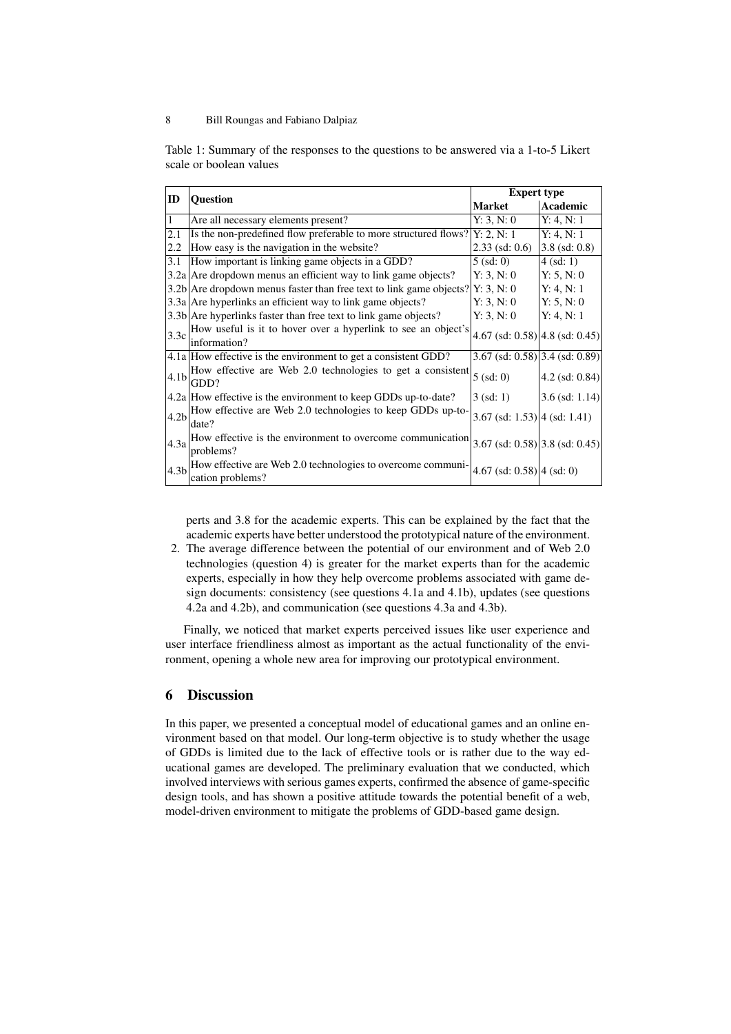Table 1: Summary of the responses to the questions to be answered via a 1-to-5 Likert scale or boolean values

| ID | Question | Expert type | |
|---|---|---|---|
| | | Market | Academic |
| 1 | Are all necessary elements present? | Y: 3, N: 0 | Y: 4, N: 1 |
| 2.1 | Is the non-predefined flow preferable to more structured flows? | Y: 2, N: 1 | Y: 4, N: 1 |
| 2.2 | How easy is the navigation in the website? | 2.33 (sd: 0.6) | 3.8 (sd: 0.8) |
| 3.1 | How important is linking game objects in a GDD? | 5 (sd: 0) | 4 (sd: 1) |
| 3.2a | Are dropdown menus an efficient way to link game objects? | Y: 3, N: 0 | Y: 5, N: 0 |
| 3.2b | Are dropdown menus faster than free text to link game objects? | Y: 3, N: 0 | Y: 4, N: 1 |
| 3.3a | Are hyperlinks an efficient way to link game objects? | Y: 3, N: 0 | Y: 5, N: 0 |
| 3.3b | Are hyperlinks faster than free text to link game objects? | Y: 3, N: 0 | Y: 4, N: 1 |
| 3.3c | How useful is it to hover over a hyperlink to see an object's information? | 4.67 (sd: 0.58) | 4.8 (sd: 0.45) |
| 4.1a | How effective is the environment to get a consistent GDD? | 3.67 (sd: 0.58) | 3.4 (sd: 0.89) |
| 4.1b | How effective are Web 2.0 technologies to get a consistent GDD? | 5 (sd: 0) | 4.2 (sd: 0.84) |
| 4.2a | How effective is the environment to keep GDDs up-to-date? | 3 (sd: 1) | 3.6 (sd: 1.14) |
| 4.2b | How effective are Web 2.0 technologies to keep GDDs up-to-date? | 3.67 (sd: 1.53) | 4 (sd: 1.41) |
| 4.3a | How effective is the environment to overcome communication problems? | 3.67 (sd: 0.58) | 3.8 (sd: 0.45) |
| 4.3b | How effective are Web 2.0 technologies to overcome communication problems? | 4.67 (sd: 0.58) | 4 (sd: 0) |

perts and 3.8 for the academic experts. This can be explained by the fact that the academic experts have better understood the prototypical nature of the environment.

2. The average difference between the potential of our environment and of Web 2.0 technologies (question 4) is greater for the market experts than for the academic experts, especially in how they help overcome problems associated with game design documents: consistency (see questions 4.1a and 4.1b), updates (see questions 4.2a and 4.2b), and communication (see questions 4.3a and 4.3b).

Finally, we noticed that market experts perceived issues like user experience and user interface friendliness almost as important as the actual functionality of the environment, opening a whole new area for improving our prototypical environment.

## 6 Discussion

In this paper, we presented a conceptual model of educational games and an online environment based on that model. Our long-term objective is to study whether the usage of GDDs is limited due to the lack of effective tools or is rather due to the way educational games are developed. The preliminary evaluation that we conducted, which involved interviews with serious games experts, confirmed the absence of game-specific design tools, and has shown a positive attitude towards the potential benefit of a web, model-driven environment to mitigate the problems of GDD-based game design.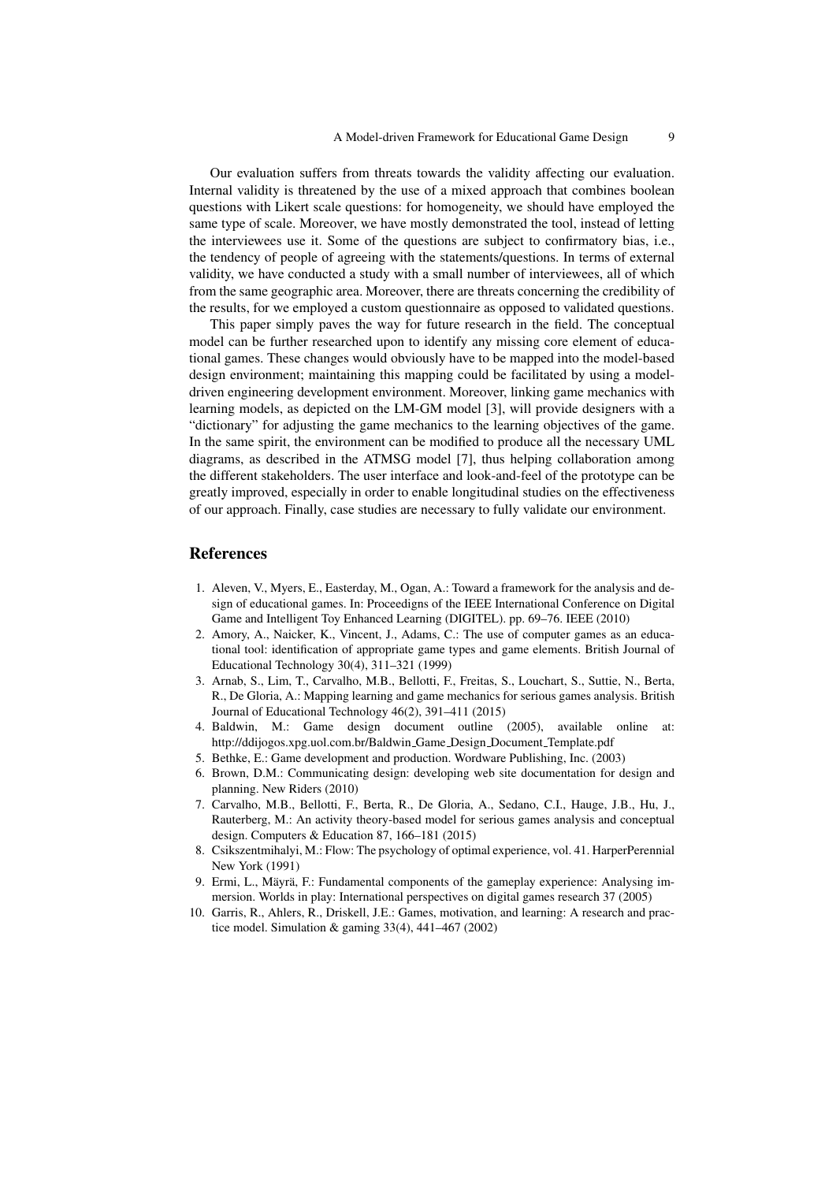Our evaluation suffers from threats towards the validity affecting our evaluation. Internal validity is threatened by the use of a mixed approach that combines boolean questions with Likert scale questions: for homogeneity, we should have employed the same type of scale. Moreover, we have mostly demonstrated the tool, instead of letting the interviewees use it. Some of the questions are subject to confirmatory bias, i.e., the tendency of people of agreeing with the statements/questions. In terms of external validity, we have conducted a study with a small number of interviewees, all of which from the same geographic area. Moreover, there are threats concerning the credibility of the results, for we employed a custom questionnaire as opposed to validated questions.

This paper simply paves the way for future research in the field. The conceptual model can be further researched upon to identify any missing core element of educational games. These changes would obviously have to be mapped into the model-based design environment; maintaining this mapping could be facilitated by using a model-driven engineering development environment. Moreover, linking game mechanics with learning models, as depicted on the LM-GM model [3], will provide designers with a "dictionary" for adjusting the game mechanics to the learning objectives of the game. In the same spirit, the environment can be modified to produce all the necessary UML diagrams, as described in the ATMSG model [7], thus helping collaboration among the different stakeholders. The user interface and look-and-feel of the prototype can be greatly improved, especially in order to enable longitudinal studies on the effectiveness of our approach. Finally, case studies are necessary to fully validate our environment.

## References

1. Aleven, V., Myers, E., Easterday, M., Ogan, A.: Toward a framework for the analysis and design of educational games. In: Proceedigns of the IEEE International Conference on Digital Game and Intelligent Toy Enhanced Learning (DIGITEL). pp. 69–76. IEEE (2010)
2. Amory, A., Naicker, K., Vincent, J., Adams, C.: The use of computer games as an educational tool: identification of appropriate game types and game elements. British Journal of Educational Technology 30(4), 311–321 (1999)
3. Arnab, S., Lim, T., Carvalho, M.B., Bellotti, F., Freitas, S., Louchart, S., Suttie, N., Berta, R., De Gloria, A.: Mapping learning and game mechanics for serious games analysis. British Journal of Educational Technology 46(2), 391–411 (2015)
4. Baldwin, M.: Game design document outline (2005), available online at: http://ddijogos.xpg.uol.com.br/Baldwin_Game_Design_Document_Template.pdf
5. Bethke, E.: Game development and production. Wordware Publishing, Inc. (2003)
6. Brown, D.M.: Communicating design: developing web site documentation for design and planning. New Riders (2010)
7. Carvalho, M.B., Bellotti, F., Berta, R., De Gloria, A., Sedano, C.I., Hauge, J.B., Hu, J., Rauterberg, M.: An activity theory-based model for serious games analysis and conceptual design. Computers & Education 87, 166–181 (2015)
8. Csikszentmihalyi, M.: Flow: The psychology of optimal experience, vol. 41. HarperPerennial New York (1991)
9. Ermi, L., Mäyrä, F.: Fundamental components of the gameplay experience: Analysing immersion. Worlds in play: International perspectives on digital games research 37 (2005)
10. Garris, R., Ahlers, R., Driskell, J.E.: Games, motivation, and learning: A research and practice model. Simulation & gaming 33(4), 441–467 (2002)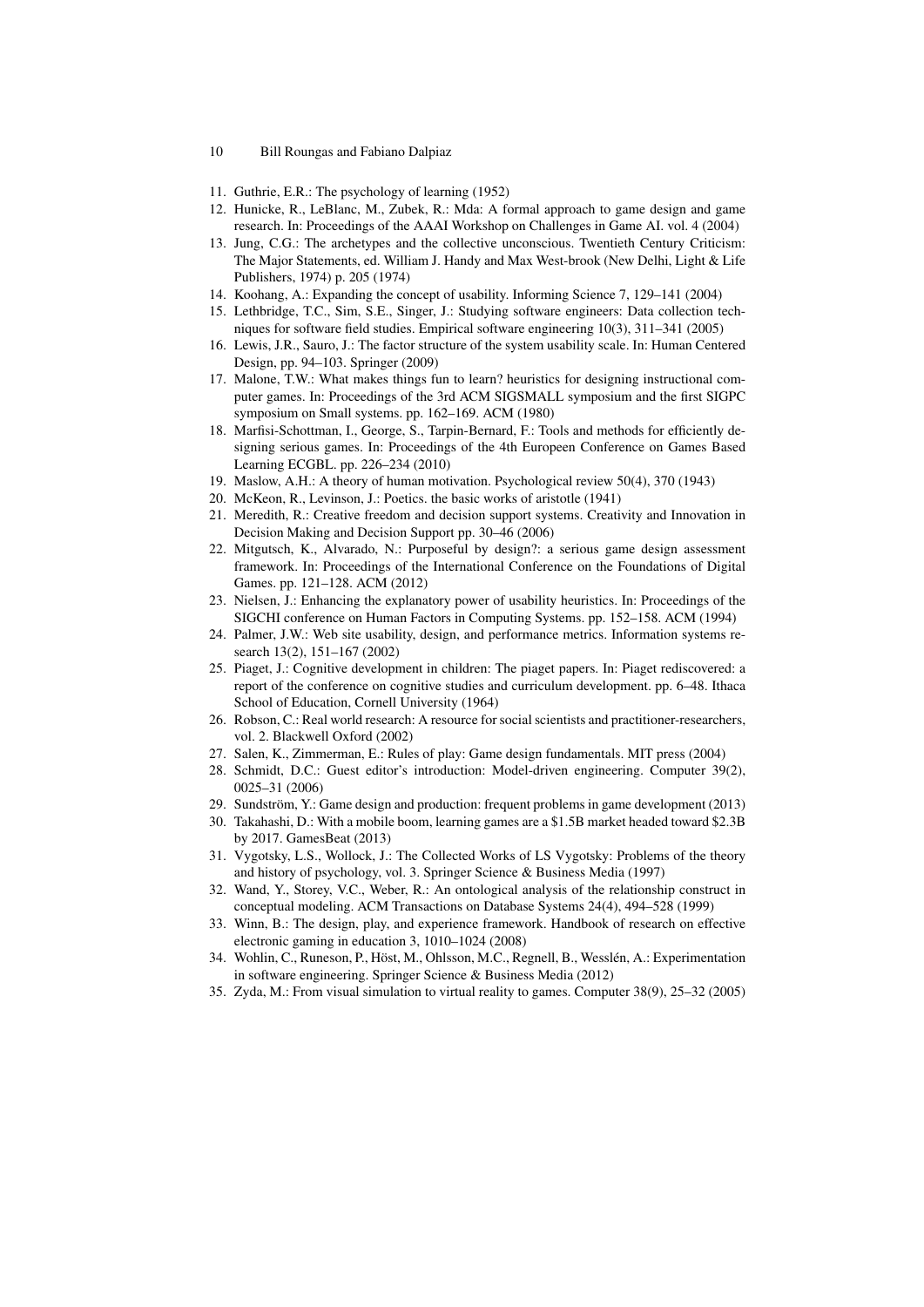11. Guthrie, E.R.: The psychology of learning (1952)
12. Hunicke, R., LeBlanc, M., Zubek, R.: Mda: A formal approach to game design and game research. In: Proceedings of the AAAI Workshop on Challenges in Game AI. vol. 4 (2004)
13. Jung, C.G.: The archetypes and the collective unconscious. Twentieth Century Criticism: The Major Statements, ed. William J. Handy and Max West-brook (New Delhi, Light & Life Publishers, 1974) p. 205 (1974)
14. Koohang, A.: Expanding the concept of usability. Informing Science 7, 129–141 (2004)
15. Lethbridge, T.C., Sim, S.E., Singer, J.: Studying software engineers: Data collection techniques for software field studies. Empirical software engineering 10(3), 311–341 (2005)
16. Lewis, J.R., Sauro, J.: The factor structure of the system usability scale. In: Human Centered Design, pp. 94–103. Springer (2009)
17. Malone, T.W.: What makes things fun to learn? heuristics for designing instructional computer games. In: Proceedings of the 3rd ACM SIGSMALL symposium and the first SIGPC symposium on Small systems. pp. 162–169. ACM (1980)
18. Marfisi-Schottman, I., George, S., Tarpin-Bernard, F.: Tools and methods for efficiently designing serious games. In: Proceedings of the 4th Europeen Conference on Games Based Learning ECGBL. pp. 226–234 (2010)
19. Maslow, A.H.: A theory of human motivation. Psychological review 50(4), 370 (1943)
20. McKeon, R., Levinson, J.: Poetics. the basic works of aristotle (1941)
21. Meredith, R.: Creative freedom and decision support systems. Creativity and Innovation in Decision Making and Decision Support pp. 30–46 (2006)
22. Mitgutsch, K., Alvarado, N.: Purposeful by design?: a serious game design assessment framework. In: Proceedings of the International Conference on the Foundations of Digital Games. pp. 121–128. ACM (2012)
23. Nielsen, J.: Enhancing the explanatory power of usability heuristics. In: Proceedings of the SIGCHI conference on Human Factors in Computing Systems. pp. 152–158. ACM (1994)
24. Palmer, J.W.: Web site usability, design, and performance metrics. Information systems research 13(2), 151–167 (2002)
25. Piaget, J.: Cognitive development in children: The piaget papers. In: Piaget rediscovered: a report of the conference on cognitive studies and curriculum development. pp. 6–48. Ithaca School of Education, Cornell University (1964)
26. Robson, C.: Real world research: A resource for social scientists and practitioner-researchers, vol. 2. Blackwell Oxford (2002)
27. Salen, K., Zimmerman, E.: Rules of play: Game design fundamentals. MIT press (2004)
28. Schmidt, D.C.: Guest editor's introduction: Model-driven engineering. Computer 39(2), 0025–31 (2006)
29. Sundström, Y.: Game design and production: frequent problems in game development (2013)
30. Takahashi, D.: With a mobile boom, learning games are a $1.5B market headed toward $2.3B by 2017. GamesBeat (2013)
31. Vygotsky, L.S., Wollock, J.: The Collected Works of LS Vygotsky: Problems of the theory and history of psychology, vol. 3. Springer Science & Business Media (1997)
32. Wand, Y., Storey, V.C., Weber, R.: An ontological analysis of the relationship construct in conceptual modeling. ACM Transactions on Database Systems 24(4), 494–528 (1999)
33. Winn, B.: The design, play, and experience framework. Handbook of research on effective electronic gaming in education 3, 1010–1024 (2008)
34. Wohlin, C., Runeson, P., Höst, M., Ohlsson, M.C., Regnell, B., Wesslén, A.: Experimentation in software engineering. Springer Science & Business Media (2012)
35. Zyda, M.: From visual simulation to virtual reality to games. Computer 38(9), 25–32 (2005)